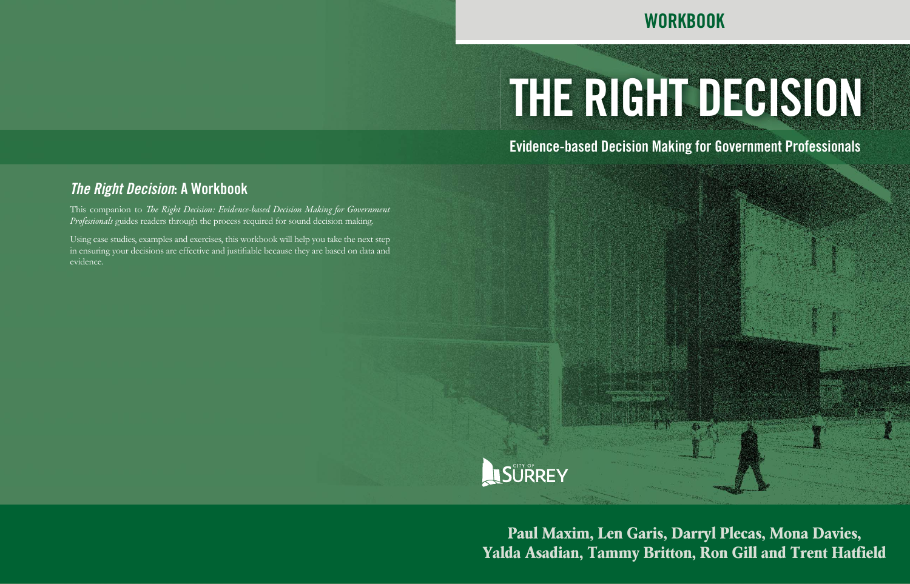WORKBOOK

# THE RIGHT DECISION

## Evidence-based Decision Making for Government Professionals

## *The Right Decision*: A Workbook

This companion to *The Right Decision: Evidence-based Decision Making for Government Professionals* guides readers through the process required for sound decision making.

Using case studies, examples and exercises, this workbook will help you take the next step in ensuring your decisions are effective and justifiable because they are based on data and evidence.

CITY OF SURREY

**Paul Maxim, Len Garis, Darryl Plecas, Mona Davies, Yalda Asadian, Tammy Britton, Ron Gill and Trent Hatfield**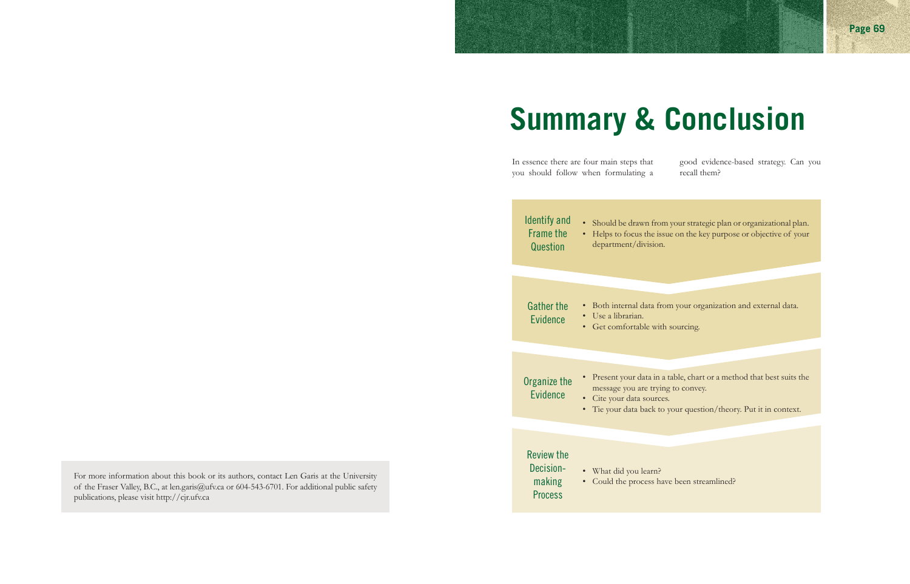# Summary & Conclusion

In essence there are four main steps that you should follow when formulating a good evidence-based strategy. Can you recall them?

**Identify and Frame the Question**

- Should be drawn from your strategic plan or organizational plan.
- Helps to focus the issue on the key purpose or objective of your department/division.

**Gather the Evidence**

- Both internal data from your organization and external data.
- Use a librarian.
- Get comfortable with sourcing.

**Organize the Evidence**

- Present your data in a table, chart or a method that best suits the message you are trying to convey.
- Cite your data sources.
- Tie your data back to your question/theory. Put it in context.

**Review the Decision-making Process**

- What did you learn?
- Could the process have been streamlined?

For more information about this book or its authors, contact Len Garis at the University of the Fraser Valley, B.C., at len.garis@ufv.ca or 604-543-6701. For additional public safety publications, please visit http://cjr.ufv.ca